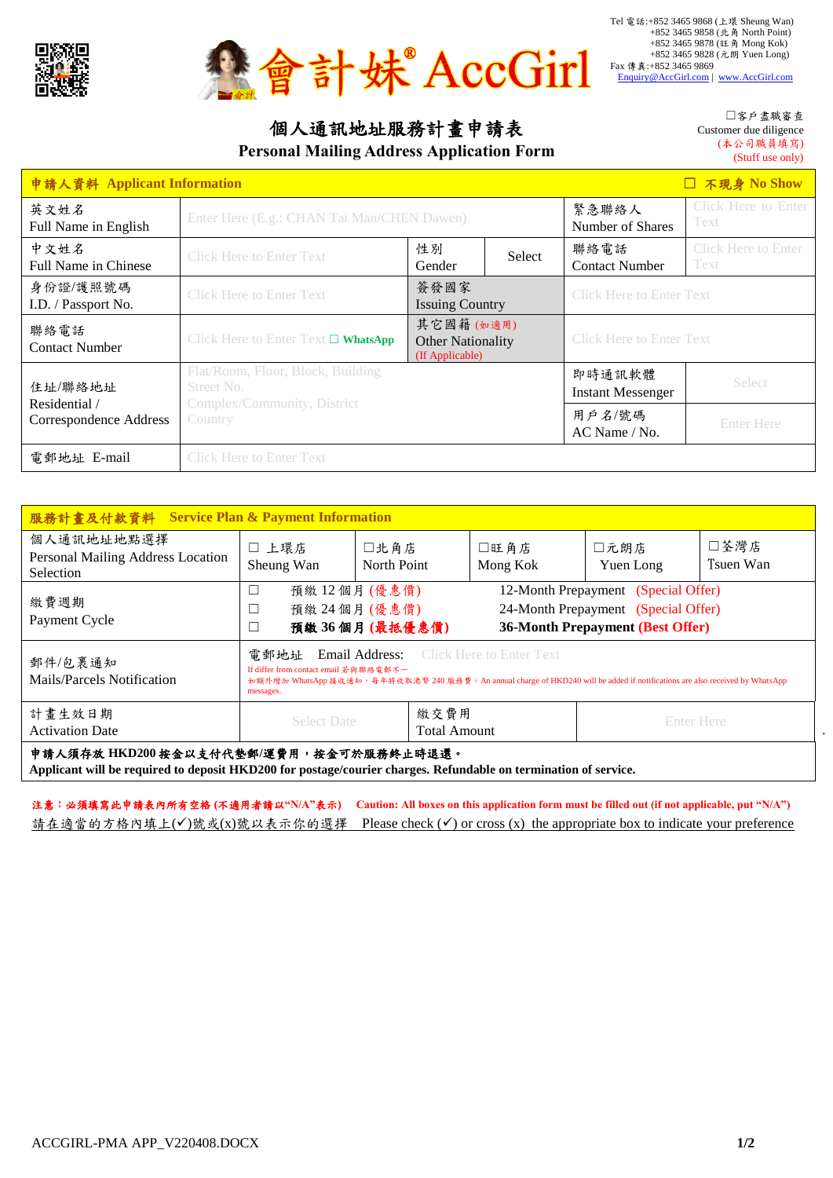會計妹® AccGirl

Tel 電話:+852 3465 9868 (上環 Sheung Wan)
+852 3465 9858 (北角 North Point)
+852 3465 9878 (旺角 Mong Kok)
+852 3465 9828 (元朗 Yuen Long)
Fax 傳真:+852 3465 9869
Enquiry@AccGirl.com | www.AccGirl.com

# 個人通訊地址服務計畫申請表
# Personal Mailing Address Application Form

☐客戶盡職審查
Customer due diligence
(本公司職員填寫)
(Stuff use only)

| 申請人資料 Applicant Information | | | | ☐ 不現身 No Show | |
|---|---|---|---|---|---|
| 英文姓名 Full Name in English | Enter Here (E.g.: CHAN Tai Man/CHEN Dawen) | | | 緊急聯絡人 Number of Shares | Click Here to Enter Text |
| 中文姓名 Full Name in Chinese | Click Here to Enter Text | 性別 Gender | Select | 聯絡電話 Contact Number | Click Here to Enter Text |
| 身份證/護照號碼 I.D. / Passport No. | Click Here to Enter Text | 簽發國家 Issuing Country | | Click Here to Enter Text | |
| 聯絡電話 Contact Number | Click Here to Enter Text ☐ WhatsApp | 其它國籍 (如適用) Other Nationality (If Applicable) | | Click Here to Enter Text | |
| 住址/聯絡地址 Residential / Correspondence Address | Flat/Room, Floor, Block, Building Street No. Complex/Community, District Country | | | 即時通訊軟體 Instant Messenger | Select |
| | | | | 用戶名/號碼 AC Name / No. | Enter Here |
| 電郵地址 E-mail | Click Here to Enter Text | | | | |

| 服務計畫及付款資料 Service Plan & Payment Information | | | | | |
|---|---|---|---|---|---|
| 個人通訊地址地點選擇 Personal Mailing Address Location Selection | ☐ 上環店 Sheung Wan | ☐北角店 North Point | ☐旺角店 Mong Kok | ☐元朗店 Yuen Long | ☐荃灣店 Tsuen Wan |
| 繳費週期 Payment Cycle | ☐ 預繳 12 個月 (優惠價) 12-Month Prepayment (Special Offer)<br>☐ 預繳 24 個月 (優惠價) 24-Month Prepayment (Special Offer)<br>☐ **預繳 36 個月 (最抵優惠價) 36-Month Prepayment (Best Offer)** | | | | |
| 郵件/包裹通知 Mails/Parcels Notification | 電郵地址 Email Address: Click Here to Enter Text<br>If differ from contact email 若與聯絡電郵不一<br>如額外增加 WhatsApp 接收通知，每年將收取港幣 240 服務費。An annual charge of HKD240 will be added if notifications are also received by WhatsApp messages. | | | | |
| 計畫生效日期 Activation Date | Select Date | 繳交費用 Total Amount | | Enter Here | |

**申請人須存放 HKD200 按金以支付代墊郵/運費用，按金可於服務終止時退還。**
**Applicant will be required to deposit HKD200 for postage/courier charges. Refundable on termination of service.**

**注意：必須填寫此申請表內所有空格 (不適用者請以"N/A"表示)　Caution: All boxes on this application form must be filled out (if not applicable, put "N/A")**

請在適當的方格內填上(✓)號或(x)號以表示你的選擇　Please check (✓) or cross (x) the appropriate box to indicate your preference

ACCGIRL-PMA APP_V220408.DOCX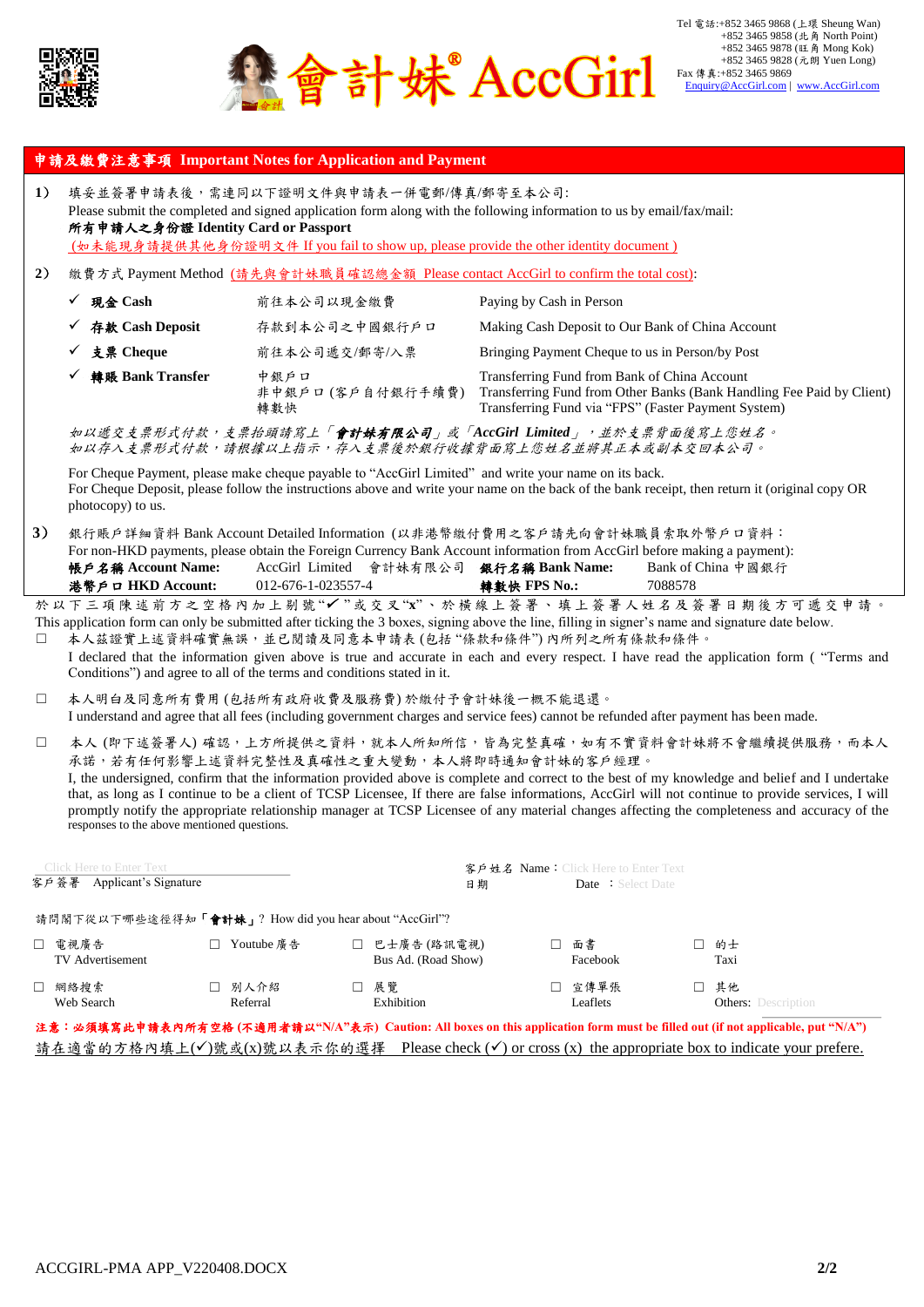Tel 電話:+852 3465 9868 (上環 Sheung Wan)
+852 3465 9858 (北角 North Point)
+852 3465 9878 (旺角 Mong Kok)
+852 3465 9828 (元朗 Yuen Long)
Fax 傳真:+852 3465 9869
Enquiry@AccGirl.com | www.AccGirl.com

# 會計妹® AccGirl

## 申請及繳費注意事項 Important Notes for Application and Payment

1） 填妥並簽署申請表後，需連同以下證明文件與申請表一併電郵/傳真/郵寄至本公司:
Please submit the completed and signed application form along with the following information to us by email/fax/mail:
**所有申請人之身份證 Identity Card or Passport**
(如未能現身請提供其他身份證明文件 If you fail to show up, please provide the other identity document )

2） 繳費方式 Payment Method (請先與會計妹職員確認總金額 Please contact AccGirl to confirm the total cost):

| | | |
|---|---|---|
| ✓ **現金 Cash** | 前往本公司以現金繳費 | Paying by Cash in Person |
| ✓ **存款 Cash Deposit** | 存款到本公司之中國銀行戶口 | Making Cash Deposit to Our Bank of China Account |
| ✓ **支票 Cheque** | 前往本公司遞交/郵寄/入票 | Bringing Payment Cheque to us in Person/by Post |
| ✓ **轉賬 Bank Transfer** | 中銀戶口<br>非中銀戶口 (客戶自付銀行手續費)<br>轉數快 | Transferring Fund from Bank of China Account<br>Transferring Fund from Other Banks (Bank Handling Fee Paid by Client)<br>Transferring Fund via "FPS" (Faster Payment System) |

*如以遞交支票形式付款，支票抬頭請寫上「**會計妹有限公司**」或「**AccGirl Limited**」，並於支票背面後寫上您姓名。*
*如以存入支票形式付款，請根據以上指示，存入支票後於銀行收據背面寫上您姓名並將其正本或副本交回本公司。*

For Cheque Payment, please make cheque payable to "AccGirl Limited" and write your name on its back.
For Cheque Deposit, please follow the instructions above and write your name on the back of the bank receipt, then return it (original copy OR photocopy) to us.

3） 銀行賬戶詳細資料 Bank Account Detailed Information (以非港幣繳付費用之客戶請先向會計妹職員索取外幣戶口資料：
For non-HKD payments, please obtain the Foreign Currency Bank Account information from AccGirl before making a payment):

| | | | |
|---|---|---|---|
| **帳戶名稱 Account Name:** | AccGirl Limited 會計妹有限公司 | **銀行名稱 Bank Name:** | Bank of China 中國銀行 |
| **港幣戶口 HKD Account:** | 012-676-1-023557-4 | **轉數快 FPS No.:** | 7088578 |

於以下三項陳述前方之空格內加上剔號"✓"或交叉"x"、於橫線上簽署、填上簽署人姓名及簽署日期後方可遞交申請。
This application form can only be submitted after ticking the 3 boxes, signing above the line, filling in signer's name and signature date below.

☐ 本人茲證實上述資料確實無誤，並已閱讀及同意本申請表 (包括"條款和條件") 內所列之所有條款和條件。
I declared that the information given above is true and accurate in each and every respect. I have read the application form ( "Terms and Conditions") and agree to all of the terms and conditions stated in it.

☐ 本人明白及同意所有費用 (包括所有政府收費及服務費) 於繳付予會計妹後一概不能退還。
I understand and agree that all fees (including government charges and service fees) cannot be refunded after payment has been made.

☐ 本人 (即下述簽署人) 確認，上方所提供之資料，就本人所知所信，皆為完整真確，如有不實資料會計妹將不會繼續提供服務，而本人承諾，若有任何影響上述資料完整性及真確性之重大變動，本人將即時通知會計妹的客戶經理。
I, the undersigned, confirm that the information provided above is complete and correct to the best of my knowledge and belief and I undertake that, as long as I continue to be a client of TCSP Licensee, If there are false informations, AccGirl will not continue to provide services, I will promptly notify the appropriate relationship manager at TCSP Licensee of any material changes affecting the completeness and accuracy of the responses to the above mentioned questions.

Click Here to Enter Text
客戶簽署 Applicant's Signature

客戶姓名 Name：Click Here to Enter Text
日期 Date ：Select Date

請問閣下從以下哪些途徑得知「**會計妹**」? How did you hear about "AccGirl"?

| | | | | |
|---|---|---|---|---|
| ☐ 電視廣告<br>TV Advertisement | ☐ Youtube 廣告 | ☐ 巴士廣告 (路訊電視)<br>Bus Ad. (Road Show) | ☐ 面書<br>Facebook | ☐ 的士<br>Taxi |
| ☐ 網絡搜索<br>Web Search | ☐ 別人介紹<br>Referral | ☐ 展覽<br>Exhibition | ☐ 宣傳單張<br>Leaflets | ☐ 其他<br>Others: Description |

**注意：必須填寫此申請表內所有空格 (不適用者請以"N/A"表示) Caution: All boxes on this application form must be filled out (if not applicable, put "N/A")**

請在適當的方格內填上(✓)號或(x)號以表示你的選擇 Please check (✓) or cross (x) the appropriate box to indicate your prefere.

ACCGIRL-PMA APP_V220408.DOCX